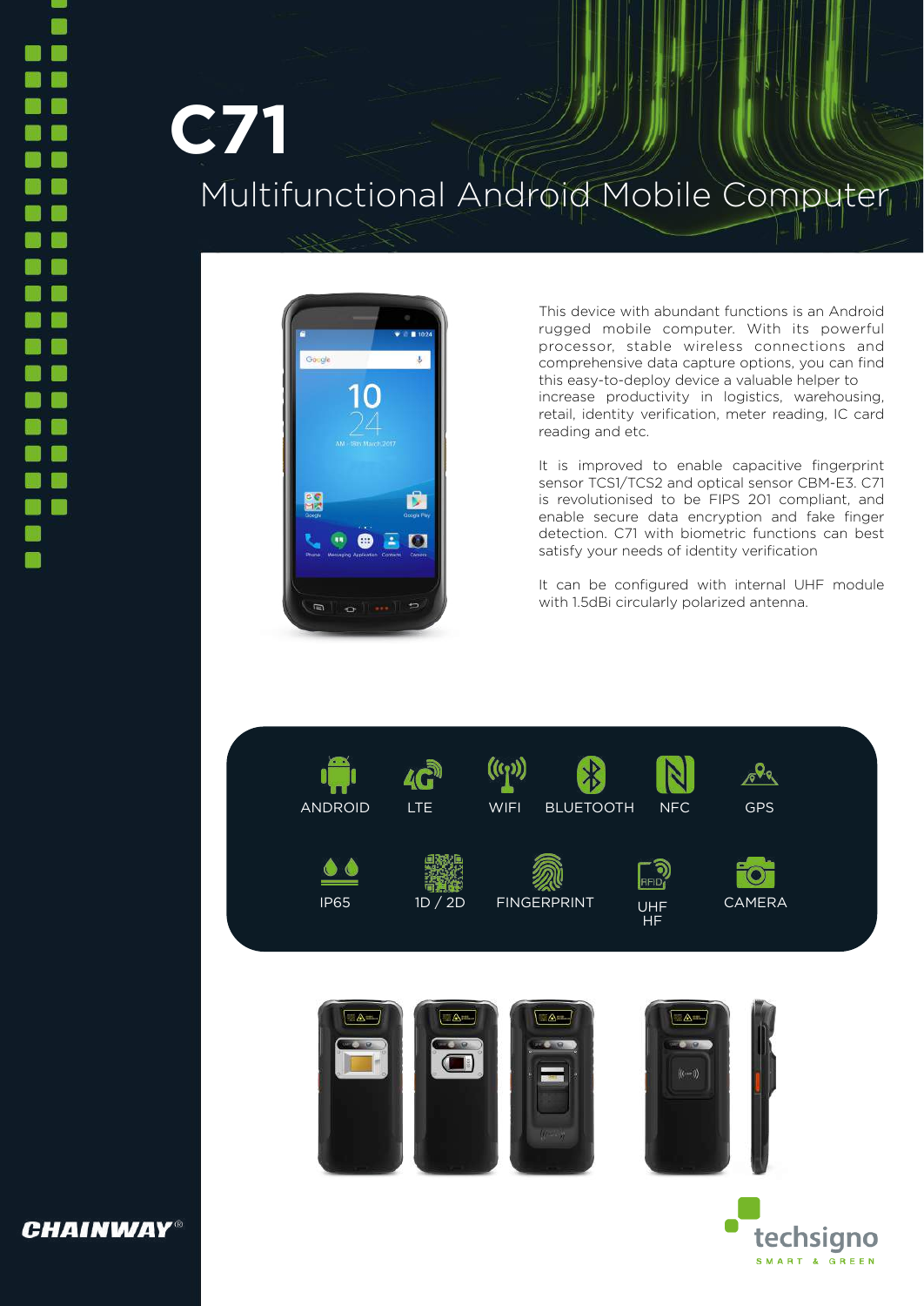# C71

## Multifunctional Android Mobile Computer

This device with abundant functions is an Android rugged mobile computer. With its powerful processor, stable wireless connections and comprehensive data capture options, you can find this easy-to-deploy device a valuable helper to increase productivity in logistics, warehousing, retail, identity verification, meter reading, IC card reading and etc.

It is improved to enable capacitive fingerprint sensor TCS1/TCS2 and optical sensor CBM-E3. C71 is revolutionised to be FIPS 201 compliant, and enable secure data encryption and fake finger detection. C71 with biometric functions can best satisfy your needs of identity verification

It can be configured with internal UHF module with 1.5dBi circularly polarized antenna.

ANDROID
LTE
WIFI
BLUETOOTH
NFC
GPS
IP65
1D / 2D
FINGERPRINT
UHF HF
CAMERA

CHAINWAY®

techsigno
SMART & GREEN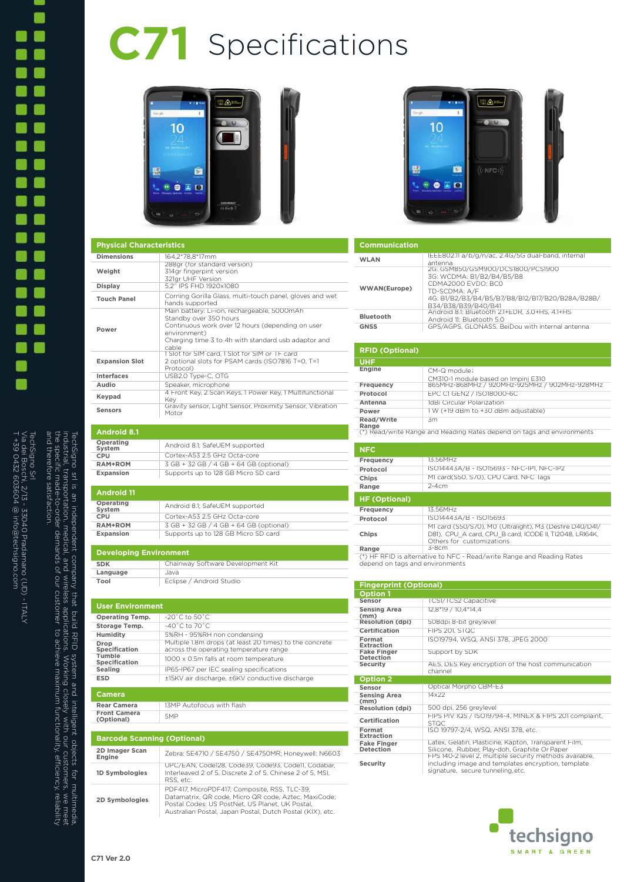# C71 Specifications

## Physical Characteristics

| | |
|---|---|
| Dimensions | 164,2*78,8*17mm |
| Weight | 288gr (for standard version)<br>314gr fingerprint version<br>321gr UHF Version |
| Display | 5,2" IPS FHD 1920x1080 |
| Touch Panel | Corning Gorilla Glass, multi-touch panel, gloves and wet hands supported |
| Power | Main battery: Li-ion, rechargeable, 5000mAh<br>Standby over 350 hours<br>Continuous work over 12 hours (depending on user environment)<br>Charging time 3 to 4h with standard usb adaptor and cable |
| Expansion Slot | 1 Slot for SIM card, 1 Slot for SIM or TF card<br>2 optional slots for PSAM cards (ISO7816 T=0, T=1 Protocol) |
| Interfaces | USB2.0 Type-C, OTG |
| Audio | Speaker, microphone |
| Keypad | 4 Front Key, 2 Scan Keys, 1 Power Key, 1 Multifunctional Key |
| Sensors | Gravity sensor, Light Sensor, Proximity Sensor, Vibration Motor |

## Android 8.1

| | |
|---|---|
| Operating System | Android 8.1; SafeUEM supported |
| CPU | Cortex-A53 2.5 GHz Octa-core |
| RAM+ROM | 3 GB + 32 GB / 4 GB + 64 GB (optional) |
| Expansion | Supports up to 128 GB Micro SD card |

## Android 11

| | |
|---|---|
| Operating System | Android 8.1; SafeUEM supported |
| CPU | Cortex-A53 2.5 GHz Octa-core |
| RAM+ROM | 3 GB + 32 GB / 4 GB + 64 GB (optional) |
| Expansion | Supports up to 128 GB Micro SD card |

## Developing Environment

| | |
|---|---|
| SDK | Chainway Software Development Kit |
| Language | Java |
| Tool | Eclipse / Android Studio |

## User Environment

| | |
|---|---|
| Operating Temp. | -20°C to 50°C |
| Storage Temp. | -40°C to 70°C |
| Humidity | 5%RH - 95%RH non condensing |
| Drop Specification | Multiple 1.8m drops (at least 20 times) to the concrete across the operating temperature range |
| Tumble Specification | 1000 x 0.5m falls at room temperature |
| Sealing | IP65-IP67 per IEC sealing specifications |
| ESD | ±15KV air discharge, ±6KV conductive discharge |

## Camera

| | |
|---|---|
| Rear Camera | 13MP Autofocus with flash |
| Front Camera (Optional) | 5MP |

## Barcode Scanning (Optional)

| | |
|---|---|
| 2D Imager Scan Engine | Zebra: SE4710 / SE4750 / SE4750MR; Honeywell: N6603 |
| 1D Symbologies | UPC/EAN, Code128, Code39, Code93, Code11, Codabar, Interleaved 2 of 5, Discrete 2 of 5, Chinese 2 of 5, MSI, RSS, etc. |
| 2D Symbologies | PDF417, MicroPDF417, Composite, RSS, TLC-39, Datamatrix, QR code, Micro QR code, Aztec, MaxiCode; Postal Codes: US PostNet, US Planet, UK Postal, Australian Postal, Japan Postal, Dutch Postal (KIX), etc. |

## Communication

| | |
|---|---|
| WLAN | IEEE802.11 a/b/g/n/ac, 2.4G/5G dual-band, internal antenna |
| WWAN(Europe) | 2G: GSM850/GSM900/DCS1800/PCS1900<br>3G: WCDMA: B1/B2/B4/B5/B8<br>CDMA2000 EVDO: BC0<br>TD-SCDMA: A/F<br>4G: B1/B2/B3/B4/B5/B7/B8/B12/B17/B20/B28A/B28B/B34/B38/B39/B40/B41 |
| Bluetooth | Android 8.1: Bluetooth 2.1+EDR, 3.0+HS, 4.1+HS<br>Android 11: Bluetooth 5.0 |
| GNSS | GPS/AGPS, GLONASS, BeiDou with internal antenna |

## RFID (Optional)

### UHF

| | |
|---|---|
| Engine | CM-Q module;<br>CM310-1 module based on Impinj E310 |
| Frequency | 865MHz-868MHz / 920MHz-925MHz / 902MHz-928MHz |
| Protocol | EPC C1 GEN2 / ISO18000-6C |
| Antenna | 1dBi Circular Polarization |
| Power | 1 W (+19 dBm to +30 dBm adjustable) |
| Read/Write Range | 3m |

(*) Read/write Range and Reading Rates depend on tags and environments

## NFC

| | |
|---|---|
| Frequency | 13.56MHz |
| Protocol | ISO14443A/B - ISO15693 - NFC-IP1, NFC-IP2 |
| Chips | M1 card(S50, S70), CPU Card, NFC Tags |
| Range | 2-4cm |

## HF (Optional)

| | |
|---|---|
| Frequency | 13.56MHz |
| Protocol | ISO14443A/B - ISO15693 |
| Chips | M1 card (S50/S70), M0 (Ultralight), M3 (Desfire D40/D41/D81), CPU_A card, CPU_B card, ICODE II, TI2048, LRI64K, Others for customizations |
| Range | 3-8cm |

(*) HF RFID is alternative to NFC - Read/write Range and Reading Rates depend on tags and environments

## Fingerprint (Optional)

### Option 1

| | |
|---|---|
| Sensor | TCS1/TCS2 Capacitive |
| Sensing Area (mm) | 12,8*19 / 10,4*14,4 |
| Resolution (dpi) | 508dpi 8-bit greylevel |
| Certification | FIPS 201, STQC |
| Format Extraction | ISO19794, WSQ, ANSI 378, JPEG 2000 |
| Fake Finger Detection | Support by SDK |
| Security | AES, DES Key encryption of the host communication channel |

### Option 2

| | |
|---|---|
| Sensor | Optical Morpho CBM-E3 |
| Sensing Area (mm) | 14x22 |
| Resolution (dpi) | 500 dpi, 256 greylevel |
| Certification | FIPS PIV IQS / ISO19794-4, MINEX & FIPS 201 complaint, STQC |
| Format Extraction | ISO 19797-2/4, WSQ, ANSI 378, etc. |
| Fake Finger Detection | Latex, Gelatin, Plasticine, Kapton, Transparent Film, Silicone, Rubber, Play-doh, Graphite Or Paper |
| Security | FPS 140-2 level 2, multiple security methods available, including image and templates encryption, template signature, secure tunneling,etc. |

TechSigno srl is an independent company that build RFID system and intelligent objects for multimedia, industrial, transportation, medical, and wireless applications. Working closely with our customers, we meet the specific made-to-order demands of our customer to achieve maximum functionality, efficiency, reliability and therefore satisfaction.

TechSigno Srl
Via dei Boschi, 2/13 - 33040 Pradamano (UD) - ITALY
T +39 0432 603604 @ info@techsigno.com

techsigno
SMART & GREEN

C71 Ver 2.0